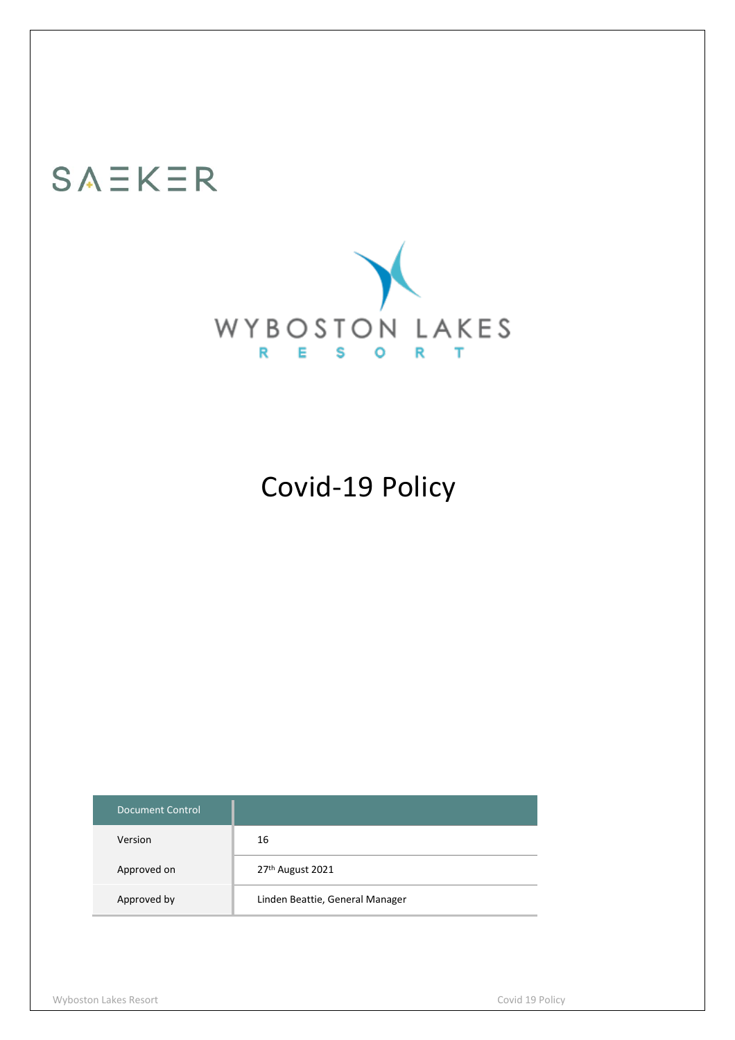SAEKER

WYBOSTON LAKES
RESORT

# Covid-19 Policy

| Document Control | |
|---|---|
| Version | 16 |
| Approved on | 27th August 2021 |
| Approved by | Linden Beattie, General Manager |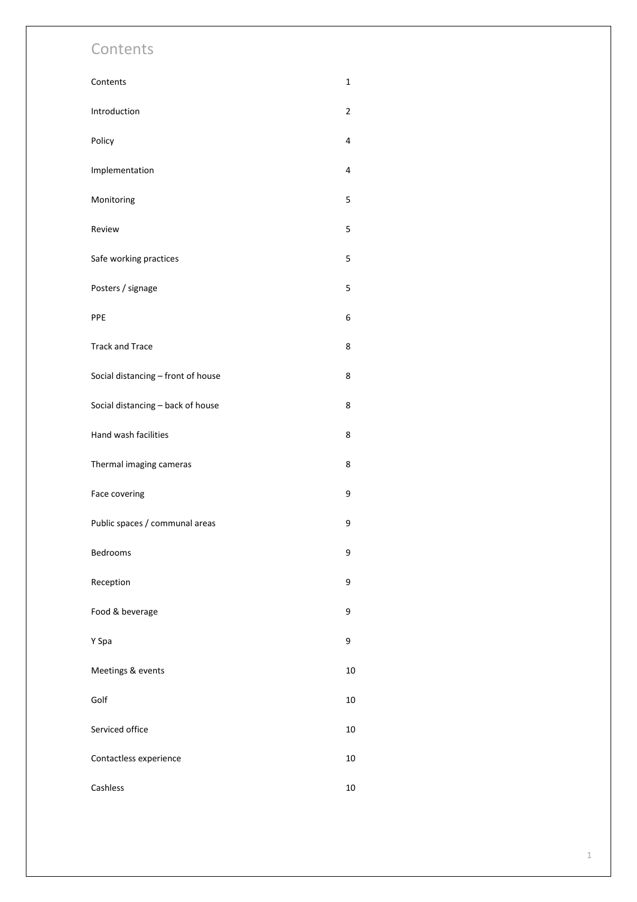# Contents

| | |
|---|---|
| Contents | 1 |
| Introduction | 2 |
| Policy | 4 |
| Implementation | 4 |
| Monitoring | 5 |
| Review | 5 |
| Safe working practices | 5 |
| Posters / signage | 5 |
| PPE | 6 |
| Track and Trace | 8 |
| Social distancing – front of house | 8 |
| Social distancing – back of house | 8 |
| Hand wash facilities | 8 |
| Thermal imaging cameras | 8 |
| Face covering | 9 |
| Public spaces / communal areas | 9 |
| Bedrooms | 9 |
| Reception | 9 |
| Food & beverage | 9 |
| Y Spa | 9 |
| Meetings & events | 10 |
| Golf | 10 |
| Serviced office | 10 |
| Contactless experience | 10 |
| Cashless | 10 |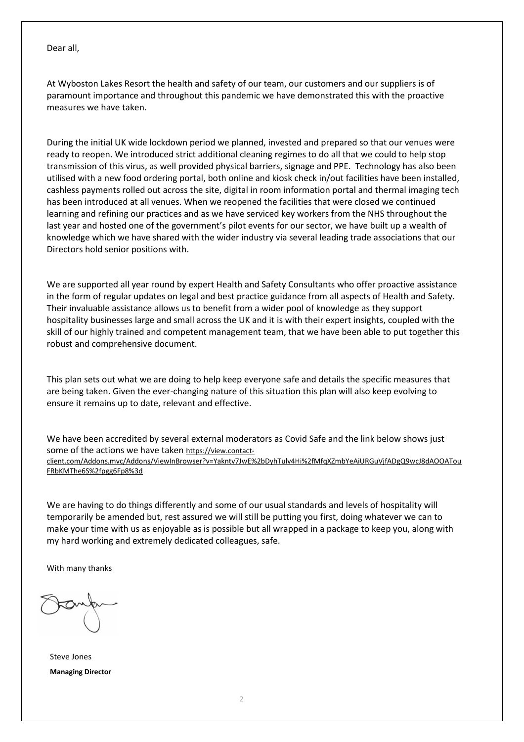Dear all,

At Wyboston Lakes Resort the health and safety of our team, our customers and our suppliers is of paramount importance and throughout this pandemic we have demonstrated this with the proactive measures we have taken.

During the initial UK wide lockdown period we planned, invested and prepared so that our venues were ready to reopen. We introduced strict additional cleaning regimes to do all that we could to help stop transmission of this virus, as well provided physical barriers, signage and PPE. Technology has also been utilised with a new food ordering portal, both online and kiosk check in/out facilities have been installed, cashless payments rolled out across the site, digital in room information portal and thermal imaging tech has been introduced at all venues. When we reopened the facilities that were closed we continued learning and refining our practices and as we have serviced key workers from the NHS throughout the last year and hosted one of the government's pilot events for our sector, we have built up a wealth of knowledge which we have shared with the wider industry via several leading trade associations that our Directors hold senior positions with.

We are supported all year round by expert Health and Safety Consultants who offer proactive assistance in the form of regular updates on legal and best practice guidance from all aspects of Health and Safety. Their invaluable assistance allows us to benefit from a wider pool of knowledge as they support hospitality businesses large and small across the UK and it is with their expert insights, coupled with the skill of our highly trained and competent management team, that we have been able to put together this robust and comprehensive document.

This plan sets out what we are doing to help keep everyone safe and details the specific measures that are being taken. Given the ever-changing nature of this situation this plan will also keep evolving to ensure it remains up to date, relevant and effective.

We have been accredited by several external moderators as Covid Safe and the link below shows just some of the actions we have taken https://view.contact-client.com/Addons.mvc/Addons/ViewInBrowser?v=Yakntv7JwE%2bDyhTulv4Hi%2fMfqXZmbYeAiURGuVjfADgQ9wcJ8dAOOATouFRbKMThe6S%2fpgg6Fp8%3d

We are having to do things differently and some of our usual standards and levels of hospitality will temporarily be amended but, rest assured we will still be putting you first, doing whatever we can to make your time with us as enjoyable as is possible but all wrapped in a package to keep you, along with my hard working and extremely dedicated colleagues, safe.

With many thanks

Steve Jones
**Managing Director**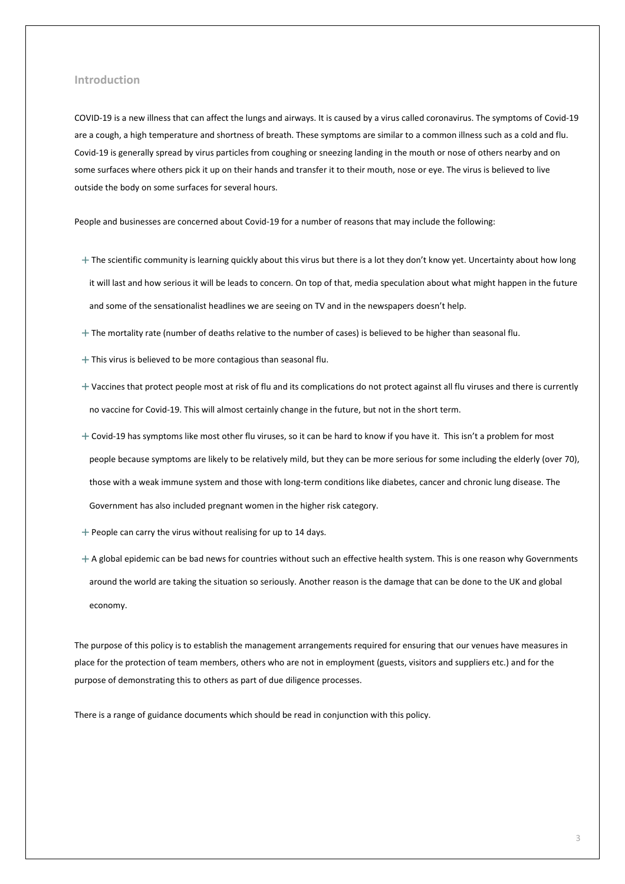## Introduction

COVID-19 is a new illness that can affect the lungs and airways. It is caused by a virus called coronavirus. The symptoms of Covid-19 are a cough, a high temperature and shortness of breath. These symptoms are similar to a common illness such as a cold and flu. Covid-19 is generally spread by virus particles from coughing or sneezing landing in the mouth or nose of others nearby and on some surfaces where others pick it up on their hands and transfer it to their mouth, nose or eye. The virus is believed to live outside the body on some surfaces for several hours.

People and businesses are concerned about Covid-19 for a number of reasons that may include the following:

- The scientific community is learning quickly about this virus but there is a lot they don't know yet. Uncertainty about how long it will last and how serious it will be leads to concern. On top of that, media speculation about what might happen in the future and some of the sensationalist headlines we are seeing on TV and in the newspapers doesn't help.
- The mortality rate (number of deaths relative to the number of cases) is believed to be higher than seasonal flu.
- This virus is believed to be more contagious than seasonal flu.
- Vaccines that protect people most at risk of flu and its complications do not protect against all flu viruses and there is currently no vaccine for Covid-19. This will almost certainly change in the future, but not in the short term.
- Covid-19 has symptoms like most other flu viruses, so it can be hard to know if you have it. This isn't a problem for most people because symptoms are likely to be relatively mild, but they can be more serious for some including the elderly (over 70), those with a weak immune system and those with long-term conditions like diabetes, cancer and chronic lung disease. The Government has also included pregnant women in the higher risk category.
- People can carry the virus without realising for up to 14 days.
- A global epidemic can be bad news for countries without such an effective health system. This is one reason why Governments around the world are taking the situation so seriously. Another reason is the damage that can be done to the UK and global economy.

The purpose of this policy is to establish the management arrangements required for ensuring that our venues have measures in place for the protection of team members, others who are not in employment (guests, visitors and suppliers etc.) and for the purpose of demonstrating this to others as part of due diligence processes.

There is a range of guidance documents which should be read in conjunction with this policy.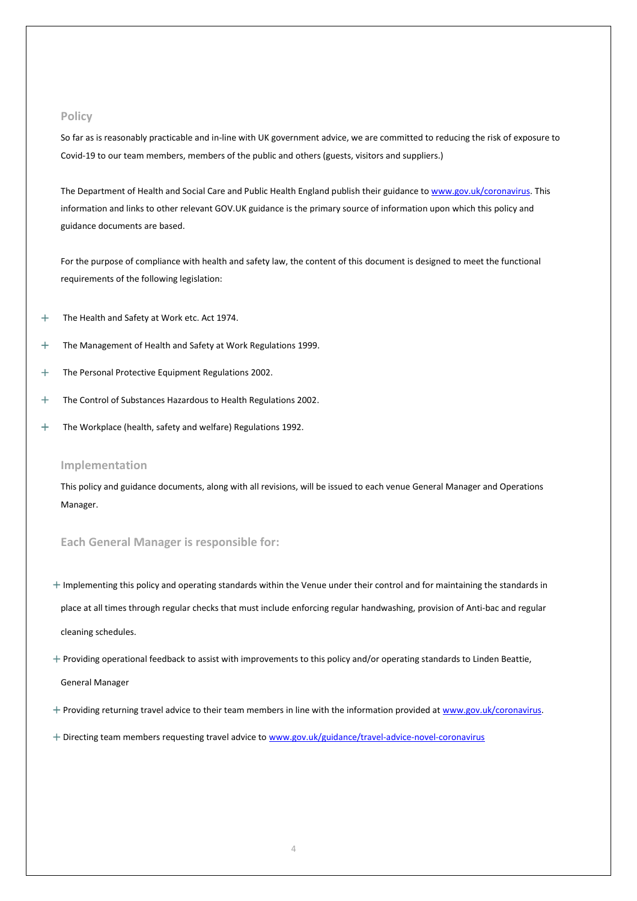## Policy

So far as is reasonably practicable and in-line with UK government advice, we are committed to reducing the risk of exposure to Covid-19 to our team members, members of the public and others (guests, visitors and suppliers.)

The Department of Health and Social Care and Public Health England publish their guidance to [www.gov.uk/coronavirus](http://www.gov.uk/coronavirus). This information and links to other relevant GOV.UK guidance is the primary source of information upon which this policy and guidance documents are based.

For the purpose of compliance with health and safety law, the content of this document is designed to meet the functional requirements of the following legislation:

- The Health and Safety at Work etc. Act 1974.
- The Management of Health and Safety at Work Regulations 1999.
- The Personal Protective Equipment Regulations 2002.
- The Control of Substances Hazardous to Health Regulations 2002.
- The Workplace (health, safety and welfare) Regulations 1992.

## Implementation

This policy and guidance documents, along with all revisions, will be issued to each venue General Manager and Operations Manager.

## Each General Manager is responsible for:

- Implementing this policy and operating standards within the Venue under their control and for maintaining the standards in place at all times through regular checks that must include enforcing regular handwashing, provision of Anti-bac and regular cleaning schedules.
- Providing operational feedback to assist with improvements to this policy and/or operating standards to Linden Beattie, General Manager
- Providing returning travel advice to their team members in line with the information provided at [www.gov.uk/coronavirus](http://www.gov.uk/coronavirus).
- Directing team members requesting travel advice to [www.gov.uk/guidance/travel-advice-novel-coronavirus](http://www.gov.uk/guidance/travel-advice-novel-coronavirus)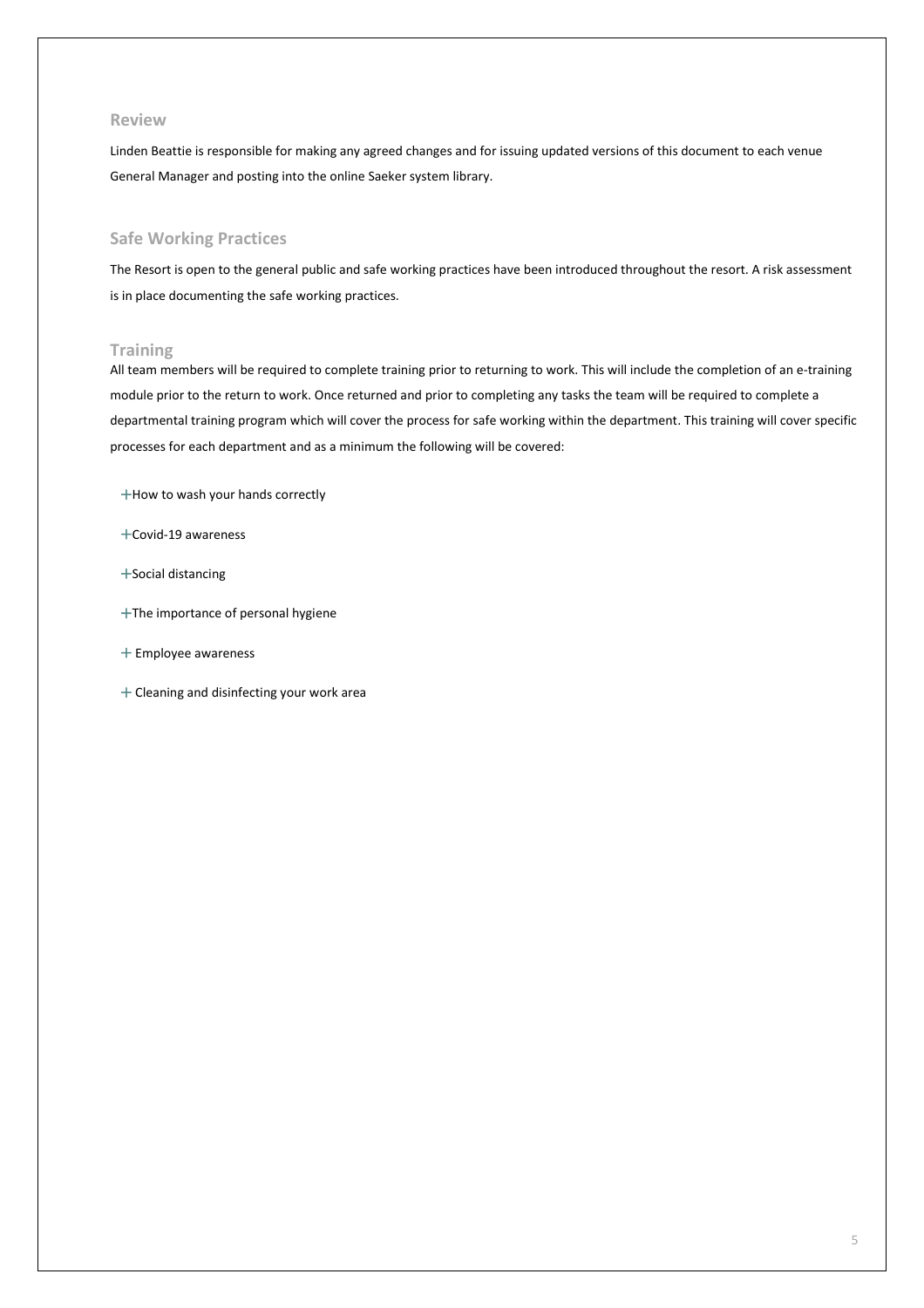## Review

Linden Beattie is responsible for making any agreed changes and for issuing updated versions of this document to each venue General Manager and posting into the online Saeker system library.

## Safe Working Practices

The Resort is open to the general public and safe working practices have been introduced throughout the resort. A risk assessment is in place documenting the safe working practices.

## Training

All team members will be required to complete training prior to returning to work. This will include the completion of an e-training module prior to the return to work. Once returned and prior to completing any tasks the team will be required to complete a departmental training program which will cover the process for safe working within the department. This training will cover specific processes for each department and as a minimum the following will be covered:

- How to wash your hands correctly
- Covid-19 awareness
- Social distancing
- The importance of personal hygiene
- Employee awareness
- Cleaning and disinfecting your work area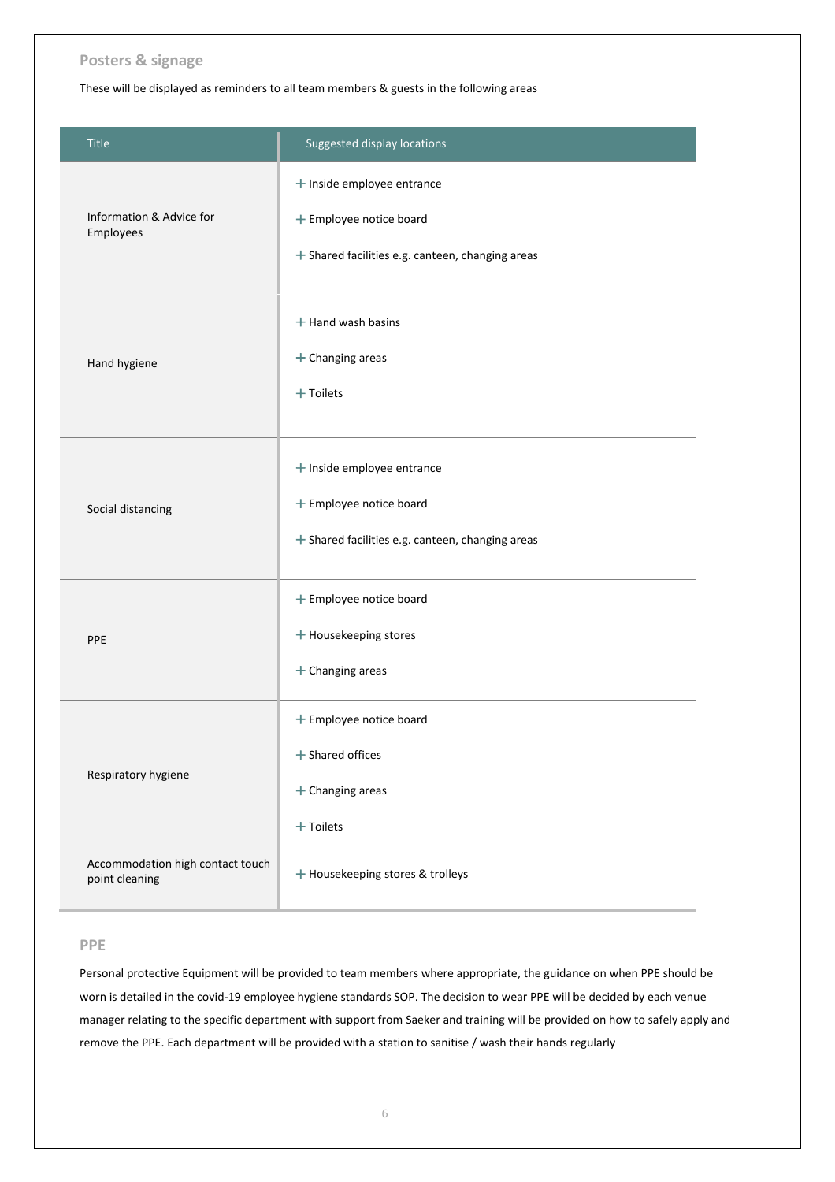## Posters & signage

These will be displayed as reminders to all team members & guests in the following areas

| Title | Suggested display locations |
|---|---|
| Information & Advice for Employees | + Inside employee entrance<br>+ Employee notice board<br>+ Shared facilities e.g. canteen, changing areas |
| Hand hygiene | + Hand wash basins<br>+ Changing areas<br>+ Toilets |
| Social distancing | + Inside employee entrance<br>+ Employee notice board<br>+ Shared facilities e.g. canteen, changing areas |
| PPE | + Employee notice board<br>+ Housekeeping stores<br>+ Changing areas |
| Respiratory hygiene | + Employee notice board<br>+ Shared offices<br>+ Changing areas<br>+ Toilets |
| Accommodation high contact touch point cleaning | + Housekeeping stores & trolleys |

## PPE

Personal protective Equipment will be provided to team members where appropriate, the guidance on when PPE should be worn is detailed in the covid-19 employee hygiene standards SOP. The decision to wear PPE will be decided by each venue manager relating to the specific department with support from Saeker and training will be provided on how to safely apply and remove the PPE. Each department will be provided with a station to sanitise / wash their hands regularly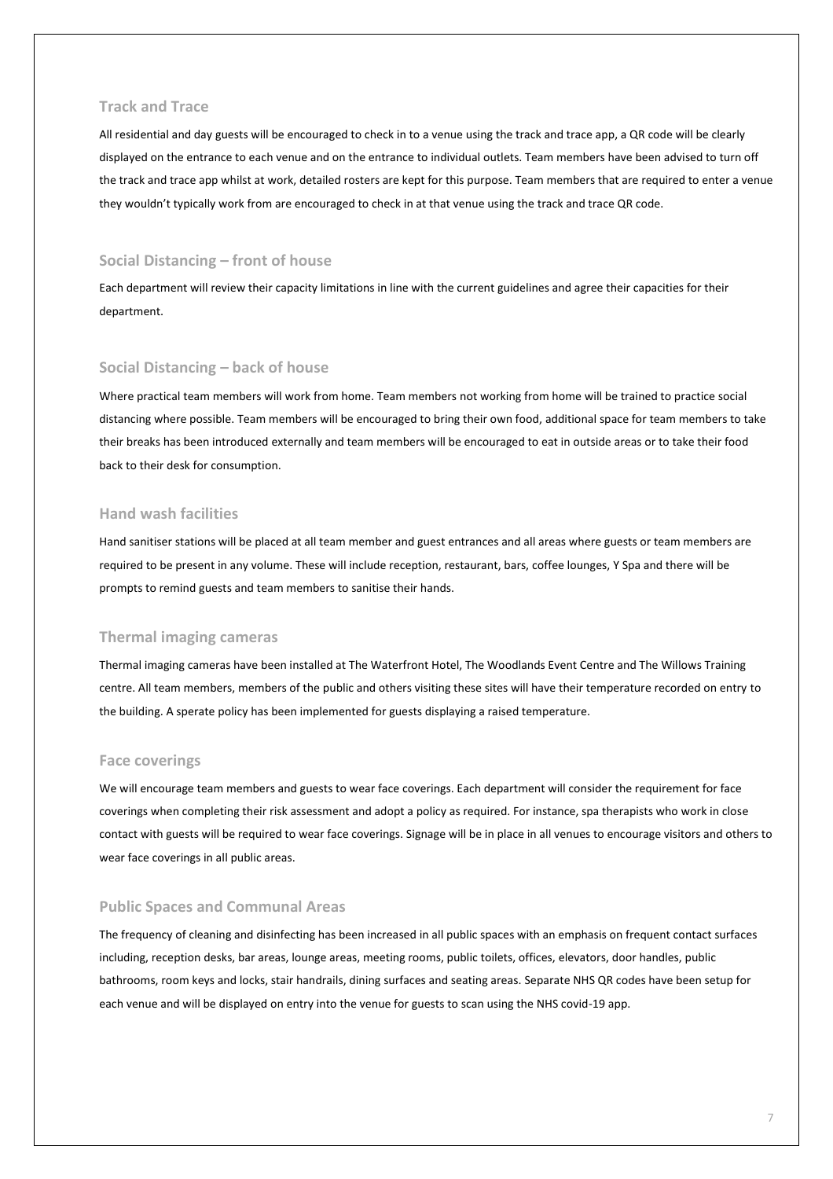## Track and Trace

All residential and day guests will be encouraged to check in to a venue using the track and trace app, a QR code will be clearly displayed on the entrance to each venue and on the entrance to individual outlets. Team members have been advised to turn off the track and trace app whilst at work, detailed rosters are kept for this purpose. Team members that are required to enter a venue they wouldn't typically work from are encouraged to check in at that venue using the track and trace QR code.

## Social Distancing – front of house

Each department will review their capacity limitations in line with the current guidelines and agree their capacities for their department.

## Social Distancing – back of house

Where practical team members will work from home. Team members not working from home will be trained to practice social distancing where possible. Team members will be encouraged to bring their own food, additional space for team members to take their breaks has been introduced externally and team members will be encouraged to eat in outside areas or to take their food back to their desk for consumption.

## Hand wash facilities

Hand sanitiser stations will be placed at all team member and guest entrances and all areas where guests or team members are required to be present in any volume. These will include reception, restaurant, bars, coffee lounges, Y Spa and there will be prompts to remind guests and team members to sanitise their hands.

## Thermal imaging cameras

Thermal imaging cameras have been installed at The Waterfront Hotel, The Woodlands Event Centre and The Willows Training centre. All team members, members of the public and others visiting these sites will have their temperature recorded on entry to the building. A sperate policy has been implemented for guests displaying a raised temperature.

## Face coverings

We will encourage team members and guests to wear face coverings. Each department will consider the requirement for face coverings when completing their risk assessment and adopt a policy as required. For instance, spa therapists who work in close contact with guests will be required to wear face coverings. Signage will be in place in all venues to encourage visitors and others to wear face coverings in all public areas.

## Public Spaces and Communal Areas

The frequency of cleaning and disinfecting has been increased in all public spaces with an emphasis on frequent contact surfaces including, reception desks, bar areas, lounge areas, meeting rooms, public toilets, offices, elevators, door handles, public bathrooms, room keys and locks, stair handrails, dining surfaces and seating areas. Separate NHS QR codes have been setup for each venue and will be displayed on entry into the venue for guests to scan using the NHS covid-19 app.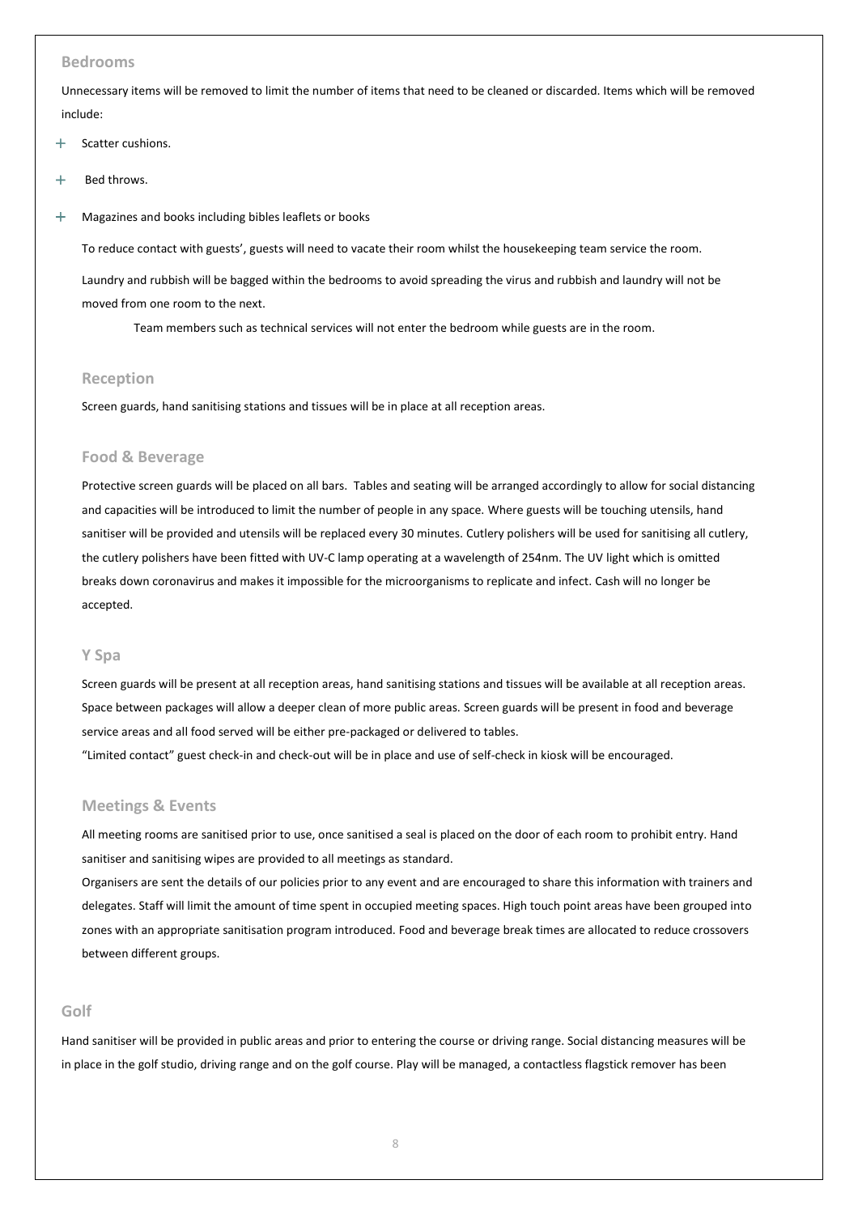## Bedrooms

Unnecessary items will be removed to limit the number of items that need to be cleaned or discarded. Items which will be removed include:

- Scatter cushions.
- Bed throws.
- Magazines and books including bibles leaflets or books

To reduce contact with guests', guests will need to vacate their room whilst the housekeeping team service the room.

Laundry and rubbish will be bagged within the bedrooms to avoid spreading the virus and rubbish and laundry will not be moved from one room to the next.

Team members such as technical services will not enter the bedroom while guests are in the room.

## Reception

Screen guards, hand sanitising stations and tissues will be in place at all reception areas.

## Food & Beverage

Protective screen guards will be placed on all bars. Tables and seating will be arranged accordingly to allow for social distancing and capacities will be introduced to limit the number of people in any space. Where guests will be touching utensils, hand sanitiser will be provided and utensils will be replaced every 30 minutes. Cutlery polishers will be used for sanitising all cutlery, the cutlery polishers have been fitted with UV-C lamp operating at a wavelength of 254nm. The UV light which is omitted breaks down coronavirus and makes it impossible for the microorganisms to replicate and infect. Cash will no longer be accepted.

## Y Spa

Screen guards will be present at all reception areas, hand sanitising stations and tissues will be available at all reception areas. Space between packages will allow a deeper clean of more public areas. Screen guards will be present in food and beverage service areas and all food served will be either pre-packaged or delivered to tables.

"Limited contact" guest check-in and check-out will be in place and use of self-check in kiosk will be encouraged.

## Meetings & Events

All meeting rooms are sanitised prior to use, once sanitised a seal is placed on the door of each room to prohibit entry. Hand sanitiser and sanitising wipes are provided to all meetings as standard.

Organisers are sent the details of our policies prior to any event and are encouraged to share this information with trainers and delegates. Staff will limit the amount of time spent in occupied meeting spaces. High touch point areas have been grouped into zones with an appropriate sanitisation program introduced. Food and beverage break times are allocated to reduce crossovers between different groups.

## Golf

Hand sanitiser will be provided in public areas and prior to entering the course or driving range. Social distancing measures will be in place in the golf studio, driving range and on the golf course. Play will be managed, a contactless flagstick remover has been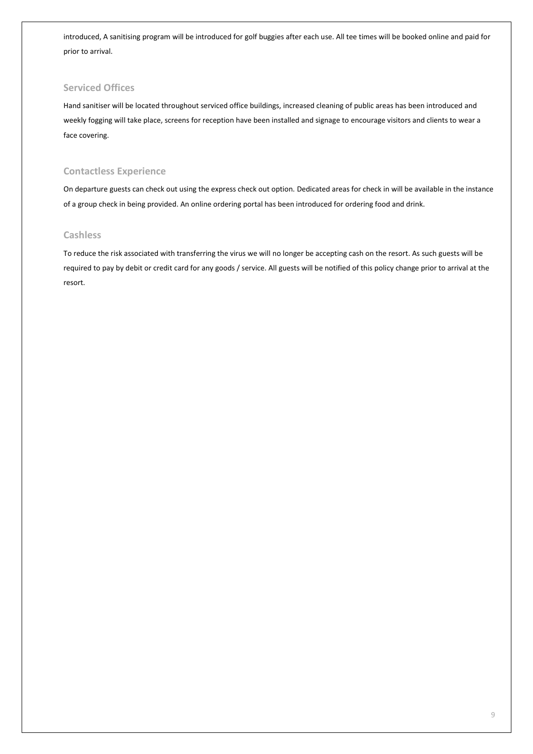introduced, A sanitising program will be introduced for golf buggies after each use. All tee times will be booked online and paid for prior to arrival.

### Serviced Offices

Hand sanitiser will be located throughout serviced office buildings, increased cleaning of public areas has been introduced and weekly fogging will take place, screens for reception have been installed and signage to encourage visitors and clients to wear a face covering.

### Contactless Experience

On departure guests can check out using the express check out option. Dedicated areas for check in will be available in the instance of a group check in being provided. An online ordering portal has been introduced for ordering food and drink.

### Cashless

To reduce the risk associated with transferring the virus we will no longer be accepting cash on the resort. As such guests will be required to pay by debit or credit card for any goods / service. All guests will be notified of this policy change prior to arrival at the resort.